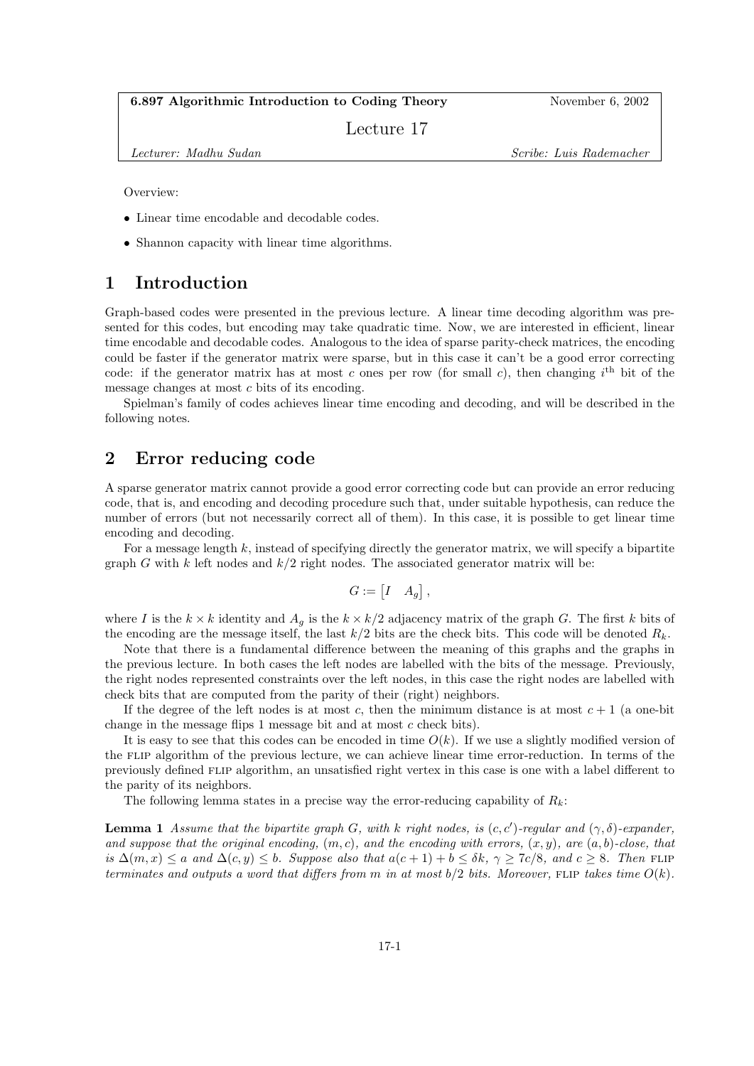**6.897 Algorithmic Introduction to Coding Theory** — November 6, 2002

Lecture 17

*Lecturer: Madhu Sudan* — *Scribe: Luis Rademacher*

Overview:

- Linear time encodable and decodable codes.
- Shannon capacity with linear time algorithms.

# 1 Introduction

Graph-based codes were presented in the previous lecture. A linear time decoding algorithm was presented for this codes, but encoding may take quadratic time. Now, we are interested in efficient, linear time encodable and decodable codes. Analogous to the idea of sparse parity-check matrices, the encoding could be faster if the generator matrix were sparse, but in this case it can't be a good error correcting code: if the generator matrix has at most $c$ ones per row (for small $c$), then changing $i^{\text{th}}$ bit of the message changes at most $c$ bits of its encoding.

Spielman's family of codes achieves linear time encoding and decoding, and will be described in the following notes.

# 2 Error reducing code

A sparse generator matrix cannot provide a good error correcting code but can provide an error reducing code, that is, and encoding and decoding procedure such that, under suitable hypothesis, can reduce the number of errors (but not necessarily correct all of them). In this case, it is possible to get linear time encoding and decoding.

For a message length $k$, instead of specifying directly the generator matrix, we will specify a bipartite graph $G$ with $k$ left nodes and $k/2$ right nodes. The associated generator matrix will be:

$$G := \begin{bmatrix} I & A_g \end{bmatrix},$$

where $I$ is the $k \times k$ identity and $A_g$ is the $k \times k/2$ adjacency matrix of the graph $G$. The first $k$ bits of the encoding are the message itself, the last $k/2$ bits are the check bits. This code will be denoted $R_k$.

Note that there is a fundamental difference between the meaning of this graphs and the graphs in the previous lecture. In both cases the left nodes are labelled with the bits of the message. Previously, the right nodes represented constraints over the left nodes, in this case the right nodes are labelled with check bits that are computed from the parity of their (right) neighbors.

If the degree of the left nodes is at most $c$, then the minimum distance is at most $c+1$ (a one-bit change in the message flips 1 message bit and at most $c$ check bits).

It is easy to see that this codes can be encoded in time $O(k)$. If we use a slightly modified version of the FLIP algorithm of the previous lecture, we can achieve linear time error-reduction. In terms of the previously defined FLIP algorithm, an unsatisfied right vertex in this case is one with a label different to the parity of its neighbors.

The following lemma states in a precise way the error-reducing capability of $R_k$:

**Lemma 1** *Assume that the bipartite graph $G$, with $k$ right nodes, is $(c, c')$-regular and $(\gamma, \delta)$-expander, and suppose that the original encoding, $(m, c)$, and the encoding with errors, $(x, y)$, are $(a, b)$-close, that is $\Delta(m, x) \leq a$ and $\Delta(c, y) \leq b$. Suppose also that $a(c+1) + b \leq \delta k$, $\gamma \geq 7c/8$, and $c \geq 8$. Then* FLIP *terminates and outputs a word that differs from $m$ in at most $b/2$ bits. Moreover,* FLIP *takes time $O(k)$.*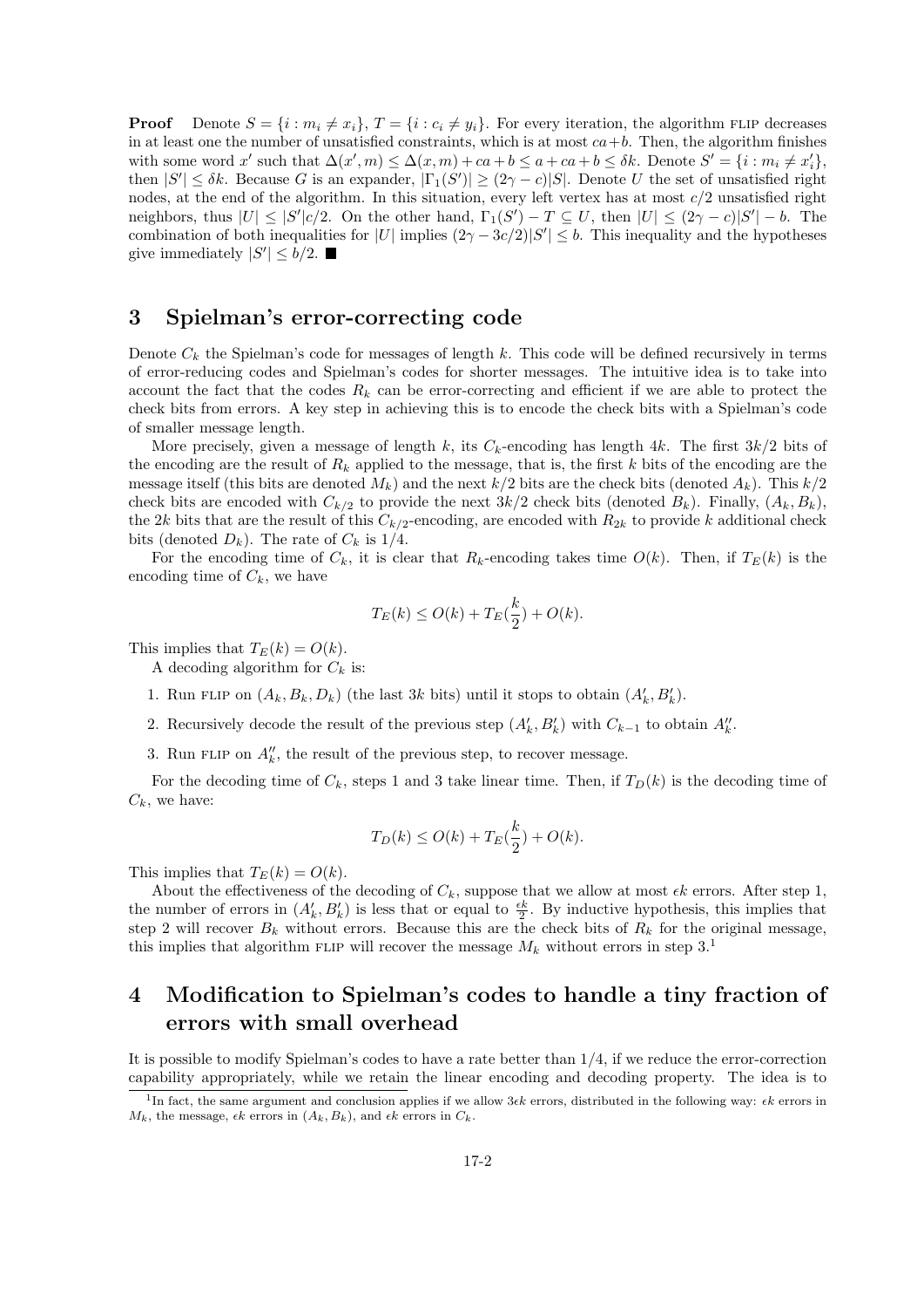**Proof** Denote $S = \{i : m_i \neq x_i\}$, $T = \{i : c_i \neq y_i\}$. For every iteration, the algorithm FLIP decreases in at least one the number of unsatisfied constraints, which is at most $ca+b$. Then, the algorithm finishes with some word $x'$ such that $\Delta(x', m) \leq \Delta(x, m) + ca + b \leq a + ca + b \leq \delta k$. Denote $S' = \{i : m_i \neq x'_i\}$, then $|S'| \leq \delta k$. Because $G$ is an expander, $|\Gamma_1(S')| \geq (2\gamma - c)|S|$. Denote $U$ the set of unsatisfied right nodes, at the end of the algorithm. In this situation, every left vertex has at most $c/2$ unsatisfied right neighbors, thus $|U| \leq |S'|c/2$. On the other hand, $\Gamma_1(S') - T \subseteq U$, then $|U| \leq (2\gamma - c)|S'| - b$. The combination of both inequalities for $|U|$ implies $(2\gamma - 3c/2)|S'| \leq b$. This inequality and the hypotheses give immediately $|S'| \leq b/2$. ■

## 3 Spielman's error-correcting code

Denote $C_k$ the Spielman's code for messages of length $k$. This code will be defined recursively in terms of error-reducing codes and Spielman's codes for shorter messages. The intuitive idea is to take into account the fact that the codes $R_k$ can be error-correcting and efficient if we are able to protect the check bits from errors. A key step in achieving this is to encode the check bits with a Spielman's code of smaller message length.

More precisely, given a message of length $k$, its $C_k$-encoding has length $4k$. The first $3k/2$ bits of the encoding are the result of $R_k$ applied to the message, that is, the first $k$ bits of the encoding are the message itself (this bits are denoted $M_k$) and the next $k/2$ bits are the check bits (denoted $A_k$). This $k/2$ check bits are encoded with $C_{k/2}$ to provide the next $3k/2$ check bits (denoted $B_k$). Finally, $(A_k, B_k)$, the $2k$ bits that are the result of this $C_{k/2}$-encoding, are encoded with $R_{2k}$ to provide $k$ additional check bits (denoted $D_k$). The rate of $C_k$ is $1/4$.

For the encoding time of $C_k$, it is clear that $R_k$-encoding takes time $O(k)$. Then, if $T_E(k)$ is the encoding time of $C_k$, we have

$$T_E(k) \leq O(k) + T_E(\frac{k}{2}) + O(k).$$

This implies that $T_E(k) = O(k)$.

A decoding algorithm for $C_k$ is:

1. Run FLIP on $(A_k, B_k, D_k)$ (the last $3k$ bits) until it stops to obtain $(A'_k, B'_k)$.
2. Recursively decode the result of the previous step $(A'_k, B'_k)$ with $C_{k-1}$ to obtain $A''_k$.
3. Run FLIP on $A''_k$, the result of the previous step, to recover message.

For the decoding time of $C_k$, steps 1 and 3 take linear time. Then, if $T_D(k)$ is the decoding time of $C_k$, we have:

$$T_D(k) \leq O(k) + T_E(\frac{k}{2}) + O(k).$$

This implies that $T_E(k) = O(k)$.

About the effectiveness of the decoding of $C_k$, suppose that we allow at most $\epsilon k$ errors. After step 1, the number of errors in $(A'_k, B'_k)$ is less that or equal to $\frac{\epsilon k}{2}$. By inductive hypothesis, this implies that step 2 will recover $B_k$ without errors. Because this are the check bits of $R_k$ for the original message, this implies that algorithm FLIP will recover the message $M_k$ without errors in step 3.[1]

## 4 Modification to Spielman's codes to handle a tiny fraction of errors with small overhead

It is possible to modify Spielman's codes to have a rate better than $1/4$, if we reduce the error-correction capability appropriately, while we retain the linear encoding and decoding property. The idea is to

[1] In fact, the same argument and conclusion applies if we allow $3\epsilon k$ errors, distributed in the following way: $\epsilon k$ errors in $M_k$, the message, $\epsilon k$ errors in $(A_k, B_k)$, and $\epsilon k$ errors in $C_k$.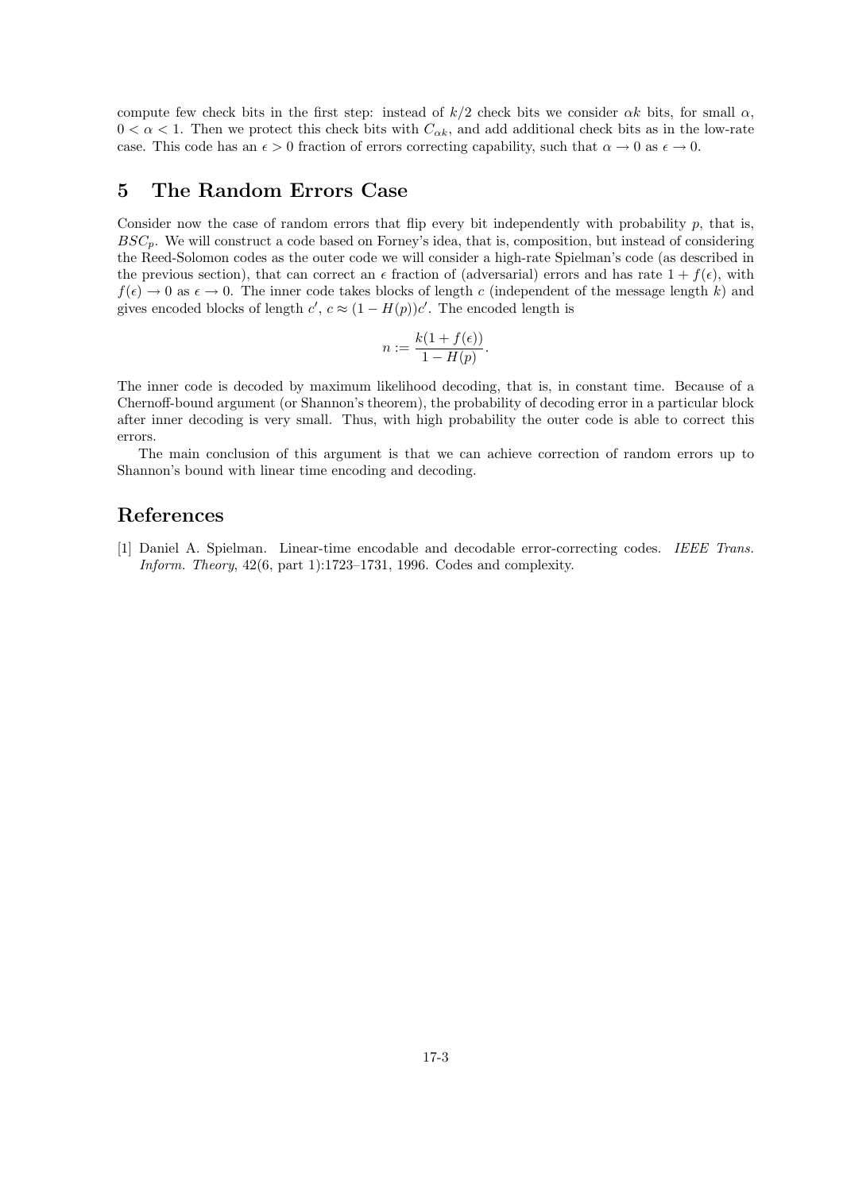compute few check bits in the first step: instead of $k/2$ check bits we consider $\alpha k$ bits, for small $\alpha$, $0 < \alpha < 1$. Then we protect this check bits with $C_{\alpha k}$, and add additional check bits as in the low-rate case. This code has an $\epsilon > 0$ fraction of errors correcting capability, such that $\alpha \to 0$ as $\epsilon \to 0$.

## 5 The Random Errors Case

Consider now the case of random errors that flip every bit independently with probability $p$, that is, $BSC_p$. We will construct a code based on Forney's idea, that is, composition, but instead of considering the Reed-Solomon codes as the outer code we will consider a high-rate Spielman's code (as described in the previous section), that can correct an $\epsilon$ fraction of (adversarial) errors and has rate $1 + f(\epsilon)$, with $f(\epsilon) \to 0$ as $\epsilon \to 0$. The inner code takes blocks of length $c$ (independent of the message length $k$) and gives encoded blocks of length $c'$, $c \approx (1 - H(p))c'$. The encoded length is

$$n := \frac{k(1 + f(\epsilon))}{1 - H(p)}.$$

The inner code is decoded by maximum likelihood decoding, that is, in constant time. Because of a Chernoff-bound argument (or Shannon's theorem), the probability of decoding error in a particular block after inner decoding is very small. Thus, with high probability the outer code is able to correct this errors.

The main conclusion of this argument is that we can achieve correction of random errors up to Shannon's bound with linear time encoding and decoding.

## References

[1] Daniel A. Spielman. Linear-time encodable and decodable error-correcting codes. *IEEE Trans. Inform. Theory*, 42(6, part 1):1723–1731, 1996. Codes and complexity.